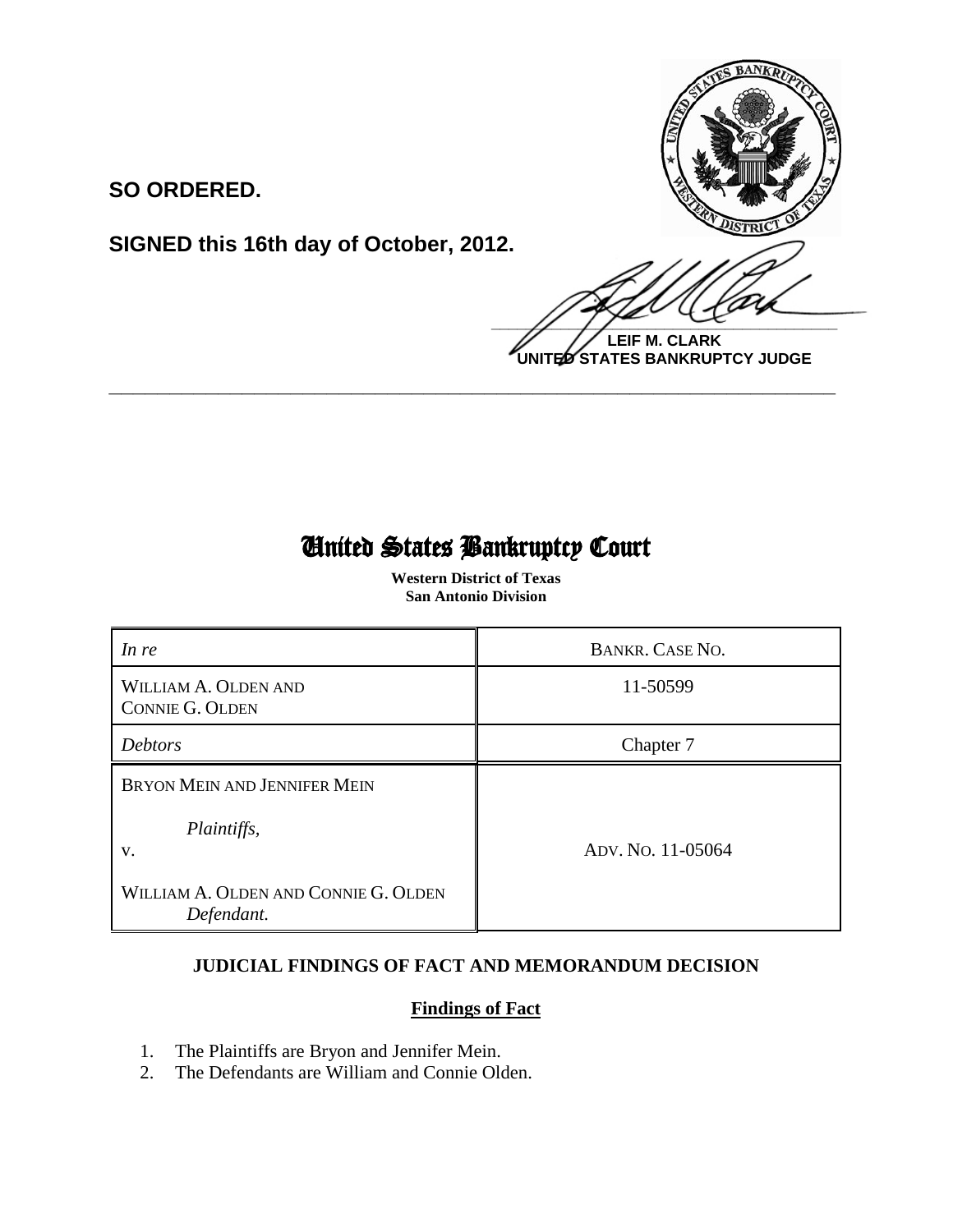**SO ORDERED.**

**SIGNED this 16th day of October, 2012.**

**LEIF M. CLARK**
**UNITED STATES BANKRUPTCY JUDGE**

---

# United States Bankruptcy Court

**Western District of Texas**
**San Antonio Division**

| *In re* | BANKR. CASE NO. |
|---|---|
| WILLIAM A. OLDEN AND CONNIE G. OLDEN | 11-50599 |
| *Debtors* | Chapter 7 |
| BRYON MEIN AND JENNIFER MEIN<br><br>*Plaintiffs*,<br>v.<br><br>WILLIAM A. OLDEN AND CONNIE G. OLDEN<br>*Defendant.* | ADV. NO. 11-05064 |

## JUDICIAL FINDINGS OF FACT AND MEMORANDUM DECISION

### Findings of Fact

1. The Plaintiffs are Bryon and Jennifer Mein.
2. The Defendants are William and Connie Olden.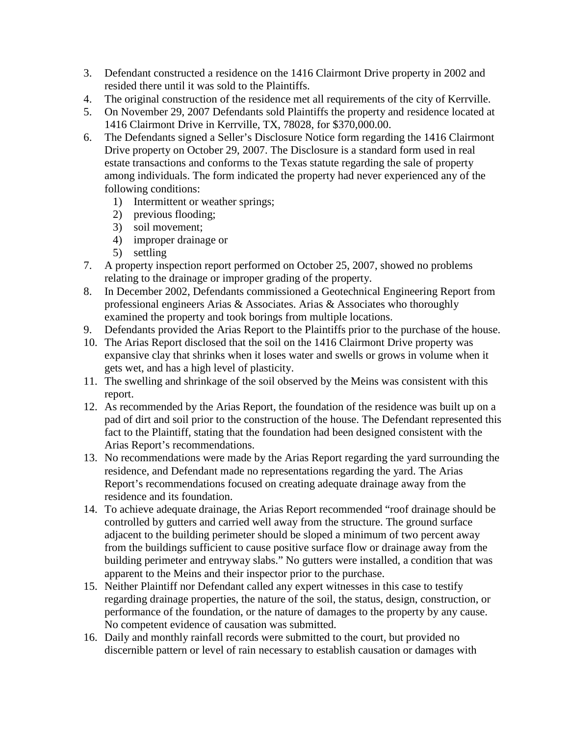3. Defendant constructed a residence on the 1416 Clairmont Drive property in 2002 and resided there until it was sold to the Plaintiffs.
4. The original construction of the residence met all requirements of the city of Kerrville.
5. On November 29, 2007 Defendants sold Plaintiffs the property and residence located at 1416 Clairmont Drive in Kerrville, TX, 78028, for $370,000.00.
6. The Defendants signed a Seller's Disclosure Notice form regarding the 1416 Clairmont Drive property on October 29, 2007. The Disclosure is a standard form used in real estate transactions and conforms to the Texas statute regarding the sale of property among individuals. The form indicated the property had never experienced any of the following conditions:
   1) Intermittent or weather springs;
   2) previous flooding;
   3) soil movement;
   4) improper drainage or
   5) settling
7. A property inspection report performed on October 25, 2007, showed no problems relating to the drainage or improper grading of the property.
8. In December 2002, Defendants commissioned a Geotechnical Engineering Report from professional engineers Arias & Associates. Arias & Associates who thoroughly examined the property and took borings from multiple locations.
9. Defendants provided the Arias Report to the Plaintiffs prior to the purchase of the house.
10. The Arias Report disclosed that the soil on the 1416 Clairmont Drive property was expansive clay that shrinks when it loses water and swells or grows in volume when it gets wet, and has a high level of plasticity.
11. The swelling and shrinkage of the soil observed by the Meins was consistent with this report.
12. As recommended by the Arias Report, the foundation of the residence was built up on a pad of dirt and soil prior to the construction of the house. The Defendant represented this fact to the Plaintiff, stating that the foundation had been designed consistent with the Arias Report's recommendations.
13. No recommendations were made by the Arias Report regarding the yard surrounding the residence, and Defendant made no representations regarding the yard. The Arias Report's recommendations focused on creating adequate drainage away from the residence and its foundation.
14. To achieve adequate drainage, the Arias Report recommended "roof drainage should be controlled by gutters and carried well away from the structure. The ground surface adjacent to the building perimeter should be sloped a minimum of two percent away from the buildings sufficient to cause positive surface flow or drainage away from the building perimeter and entryway slabs." No gutters were installed, a condition that was apparent to the Meins and their inspector prior to the purchase.
15. Neither Plaintiff nor Defendant called any expert witnesses in this case to testify regarding drainage properties, the nature of the soil, the status, design, construction, or performance of the foundation, or the nature of damages to the property by any cause. No competent evidence of causation was submitted.
16. Daily and monthly rainfall records were submitted to the court, but provided no discernible pattern or level of rain necessary to establish causation or damages with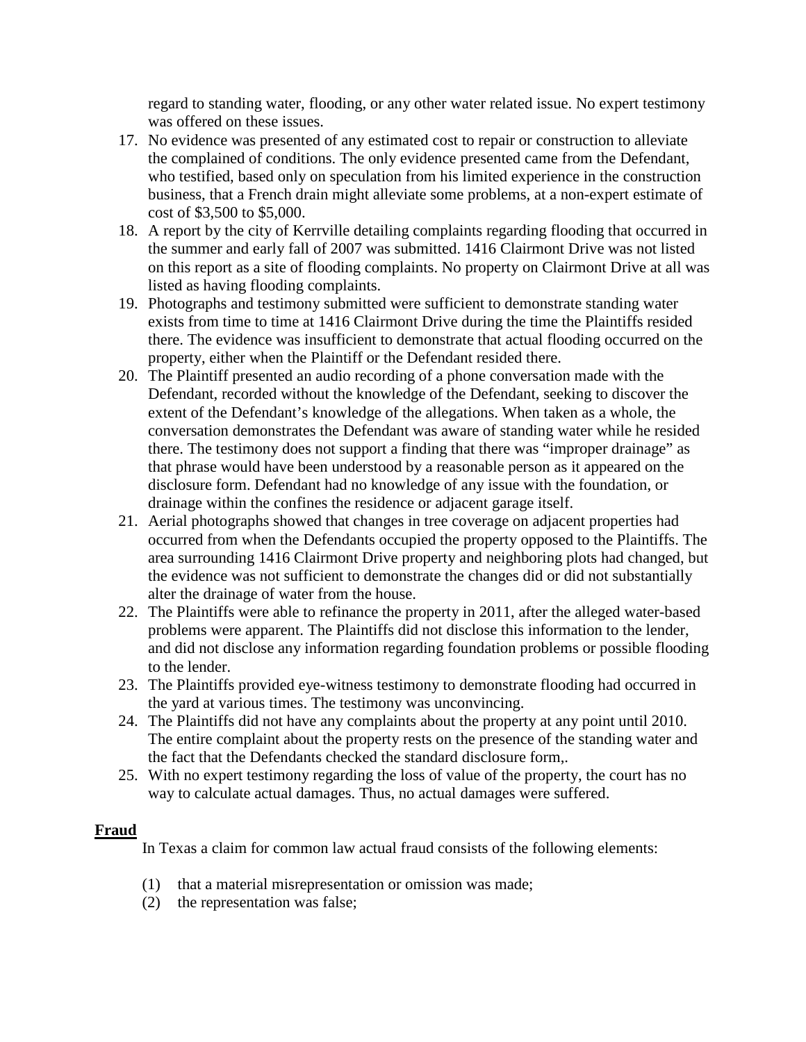regard to standing water, flooding, or any other water related issue. No expert testimony was offered on these issues.

17. No evidence was presented of any estimated cost to repair or construction to alleviate the complained of conditions. The only evidence presented came from the Defendant, who testified, based only on speculation from his limited experience in the construction business, that a French drain might alleviate some problems, at a non-expert estimate of cost of $3,500 to $5,000.
18. A report by the city of Kerrville detailing complaints regarding flooding that occurred in the summer and early fall of 2007 was submitted. 1416 Clairmont Drive was not listed on this report as a site of flooding complaints. No property on Clairmont Drive at all was listed as having flooding complaints.
19. Photographs and testimony submitted were sufficient to demonstrate standing water exists from time to time at 1416 Clairmont Drive during the time the Plaintiffs resided there. The evidence was insufficient to demonstrate that actual flooding occurred on the property, either when the Plaintiff or the Defendant resided there.
20. The Plaintiff presented an audio recording of a phone conversation made with the Defendant, recorded without the knowledge of the Defendant, seeking to discover the extent of the Defendant's knowledge of the allegations. When taken as a whole, the conversation demonstrates the Defendant was aware of standing water while he resided there. The testimony does not support a finding that there was "improper drainage" as that phrase would have been understood by a reasonable person as it appeared on the disclosure form. Defendant had no knowledge of any issue with the foundation, or drainage within the confines the residence or adjacent garage itself.
21. Aerial photographs showed that changes in tree coverage on adjacent properties had occurred from when the Defendants occupied the property opposed to the Plaintiffs. The area surrounding 1416 Clairmont Drive property and neighboring plots had changed, but the evidence was not sufficient to demonstrate the changes did or did not substantially alter the drainage of water from the house.
22. The Plaintiffs were able to refinance the property in 2011, after the alleged water-based problems were apparent. The Plaintiffs did not disclose this information to the lender, and did not disclose any information regarding foundation problems or possible flooding to the lender.
23. The Plaintiffs provided eye-witness testimony to demonstrate flooding had occurred in the yard at various times. The testimony was unconvincing.
24. The Plaintiffs did not have any complaints about the property at any point until 2010. The entire complaint about the property rests on the presence of the standing water and the fact that the Defendants checked the standard disclosure form,.
25. With no expert testimony regarding the loss of value of the property, the court has no way to calculate actual damages. Thus, no actual damages were suffered.

**Fraud**

In Texas a claim for common law actual fraud consists of the following elements:

(1) that a material misrepresentation or omission was made;
(2) the representation was false;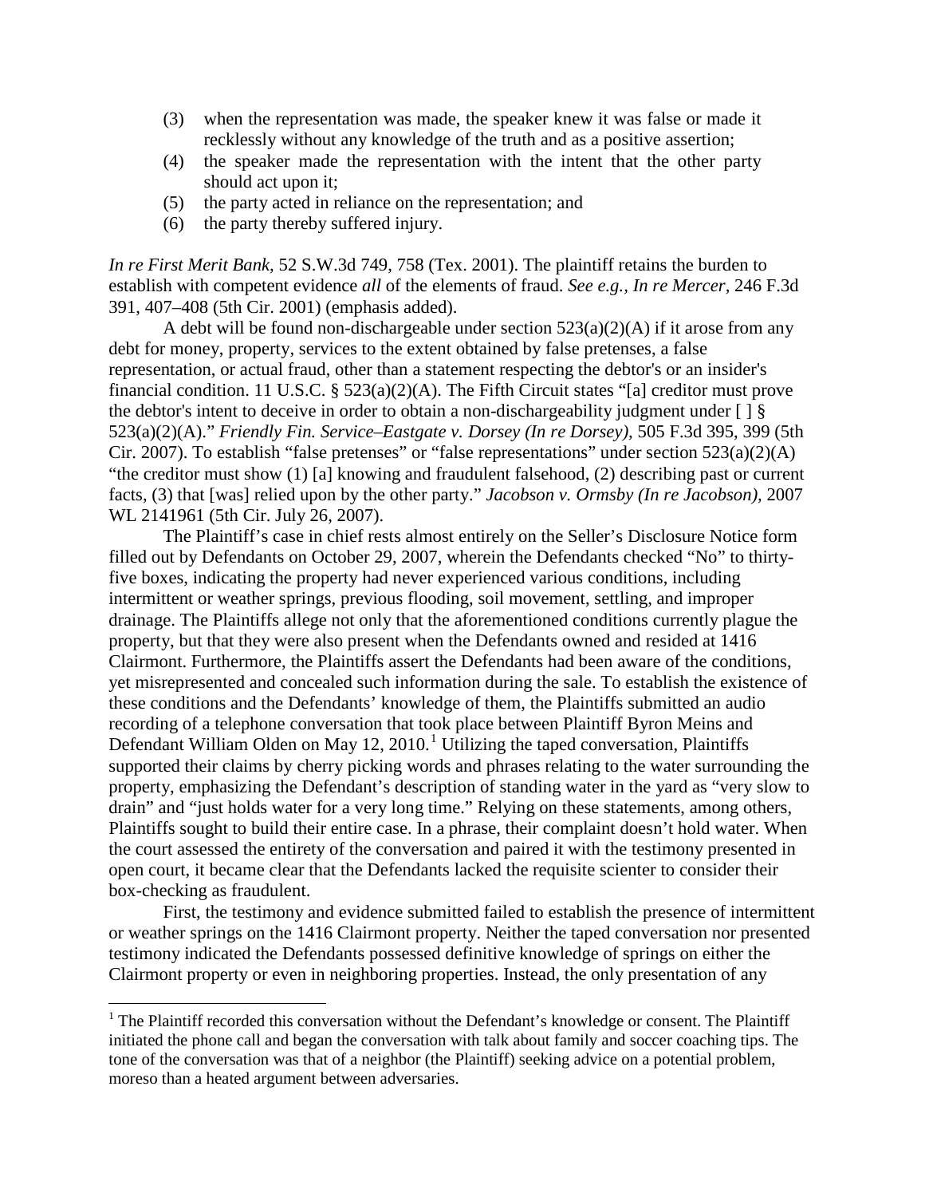(3) when the representation was made, the speaker knew it was false or made it recklessly without any knowledge of the truth and as a positive assertion;
(4) the speaker made the representation with the intent that the other party should act upon it;
(5) the party acted in reliance on the representation; and
(6) the party thereby suffered injury.

*In re First Merit Bank*, 52 S.W.3d 749, 758 (Tex. 2001). The plaintiff retains the burden to establish with competent evidence *all* of the elements of fraud. *See e.g., In re Mercer*, 246 F.3d 391, 407–408 (5th Cir. 2001) (emphasis added).

A debt will be found non-dischargeable under section 523(a)(2)(A) if it arose from any debt for money, property, services to the extent obtained by false pretenses, a false representation, or actual fraud, other than a statement respecting the debtor's or an insider's financial condition. 11 U.S.C. § 523(a)(2)(A). The Fifth Circuit states "[a] creditor must prove the debtor's intent to deceive in order to obtain a non-dischargeability judgment under [ ] § 523(a)(2)(A)." *Friendly Fin. Service–Eastgate v. Dorsey (In re Dorsey)*, 505 F.3d 395, 399 (5th Cir. 2007). To establish "false pretenses" or "false representations" under section 523(a)(2)(A) "the creditor must show (1) [a] knowing and fraudulent falsehood, (2) describing past or current facts, (3) that [was] relied upon by the other party." *Jacobson v. Ormsby (In re Jacobson)*, 2007 WL 2141961 (5th Cir. July 26, 2007).

The Plaintiff's case in chief rests almost entirely on the Seller's Disclosure Notice form filled out by Defendants on October 29, 2007, wherein the Defendants checked "No" to thirty-five boxes, indicating the property had never experienced various conditions, including intermittent or weather springs, previous flooding, soil movement, settling, and improper drainage. The Plaintiffs allege not only that the aforementioned conditions currently plague the property, but that they were also present when the Defendants owned and resided at 1416 Clairmont. Furthermore, the Plaintiffs assert the Defendants had been aware of the conditions, yet misrepresented and concealed such information during the sale. To establish the existence of these conditions and the Defendants' knowledge of them, the Plaintiffs submitted an audio recording of a telephone conversation that took place between Plaintiff Byron Meins and Defendant William Olden on May 12, 2010.[1] Utilizing the taped conversation, Plaintiffs supported their claims by cherry picking words and phrases relating to the water surrounding the property, emphasizing the Defendant's description of standing water in the yard as "very slow to drain" and "just holds water for a very long time." Relying on these statements, among others, Plaintiffs sought to build their entire case. In a phrase, their complaint doesn't hold water. When the court assessed the entirety of the conversation and paired it with the testimony presented in open court, it became clear that the Defendants lacked the requisite scienter to consider their box-checking as fraudulent.

First, the testimony and evidence submitted failed to establish the presence of intermittent or weather springs on the 1416 Clairmont property. Neither the taped conversation nor presented testimony indicated the Defendants possessed definitive knowledge of springs on either the Clairmont property or even in neighboring properties. Instead, the only presentation of any

[1] The Plaintiff recorded this conversation without the Defendant's knowledge or consent. The Plaintiff initiated the phone call and began the conversation with talk about family and soccer coaching tips. The tone of the conversation was that of a neighbor (the Plaintiff) seeking advice on a potential problem, moreso than a heated argument between adversaries.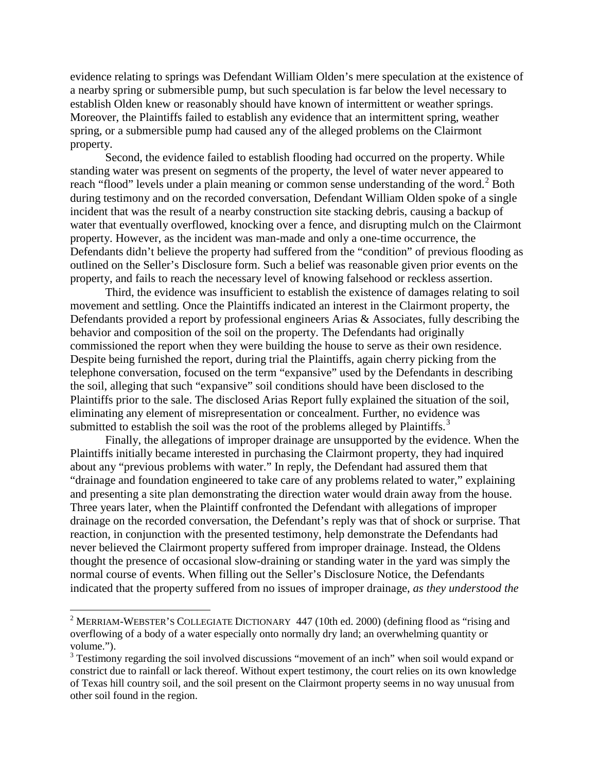evidence relating to springs was Defendant William Olden's mere speculation at the existence of a nearby spring or submersible pump, but such speculation is far below the level necessary to establish Olden knew or reasonably should have known of intermittent or weather springs. Moreover, the Plaintiffs failed to establish any evidence that an intermittent spring, weather spring, or a submersible pump had caused any of the alleged problems on the Clairmont property.

Second, the evidence failed to establish flooding had occurred on the property. While standing water was present on segments of the property, the level of water never appeared to reach "flood" levels under a plain meaning or common sense understanding of the word.[2] Both during testimony and on the recorded conversation, Defendant William Olden spoke of a single incident that was the result of a nearby construction site stacking debris, causing a backup of water that eventually overflowed, knocking over a fence, and disrupting mulch on the Clairmont property. However, as the incident was man-made and only a one-time occurrence, the Defendants didn't believe the property had suffered from the "condition" of previous flooding as outlined on the Seller's Disclosure form. Such a belief was reasonable given prior events on the property, and fails to reach the necessary level of knowing falsehood or reckless assertion.

Third, the evidence was insufficient to establish the existence of damages relating to soil movement and settling. Once the Plaintiffs indicated an interest in the Clairmont property, the Defendants provided a report by professional engineers Arias & Associates, fully describing the behavior and composition of the soil on the property. The Defendants had originally commissioned the report when they were building the house to serve as their own residence. Despite being furnished the report, during trial the Plaintiffs, again cherry picking from the telephone conversation, focused on the term "expansive" used by the Defendants in describing the soil, alleging that such "expansive" soil conditions should have been disclosed to the Plaintiffs prior to the sale. The disclosed Arias Report fully explained the situation of the soil, eliminating any element of misrepresentation or concealment. Further, no evidence was submitted to establish the soil was the root of the problems alleged by Plaintiffs.[3]

Finally, the allegations of improper drainage are unsupported by the evidence. When the Plaintiffs initially became interested in purchasing the Clairmont property, they had inquired about any "previous problems with water." In reply, the Defendant had assured them that "drainage and foundation engineered to take care of any problems related to water," explaining and presenting a site plan demonstrating the direction water would drain away from the house. Three years later, when the Plaintiff confronted the Defendant with allegations of improper drainage on the recorded conversation, the Defendant's reply was that of shock or surprise. That reaction, in conjunction with the presented testimony, help demonstrate the Defendants had never believed the Clairmont property suffered from improper drainage. Instead, the Oldens thought the presence of occasional slow-draining or standing water in the yard was simply the normal course of events. When filling out the Seller's Disclosure Notice, the Defendants indicated that the property suffered from no issues of improper drainage, *as they understood the*

---

[2] MERRIAM-WEBSTER'S COLLEGIATE DICTIONARY 447 (10th ed. 2000) (defining flood as "rising and overflowing of a body of a water especially onto normally dry land; an overwhelming quantity or volume.").

[3] Testimony regarding the soil involved discussions "movement of an inch" when soil would expand or constrict due to rainfall or lack thereof. Without expert testimony, the court relies on its own knowledge of Texas hill country soil, and the soil present on the Clairmont property seems in no way unusual from other soil found in the region.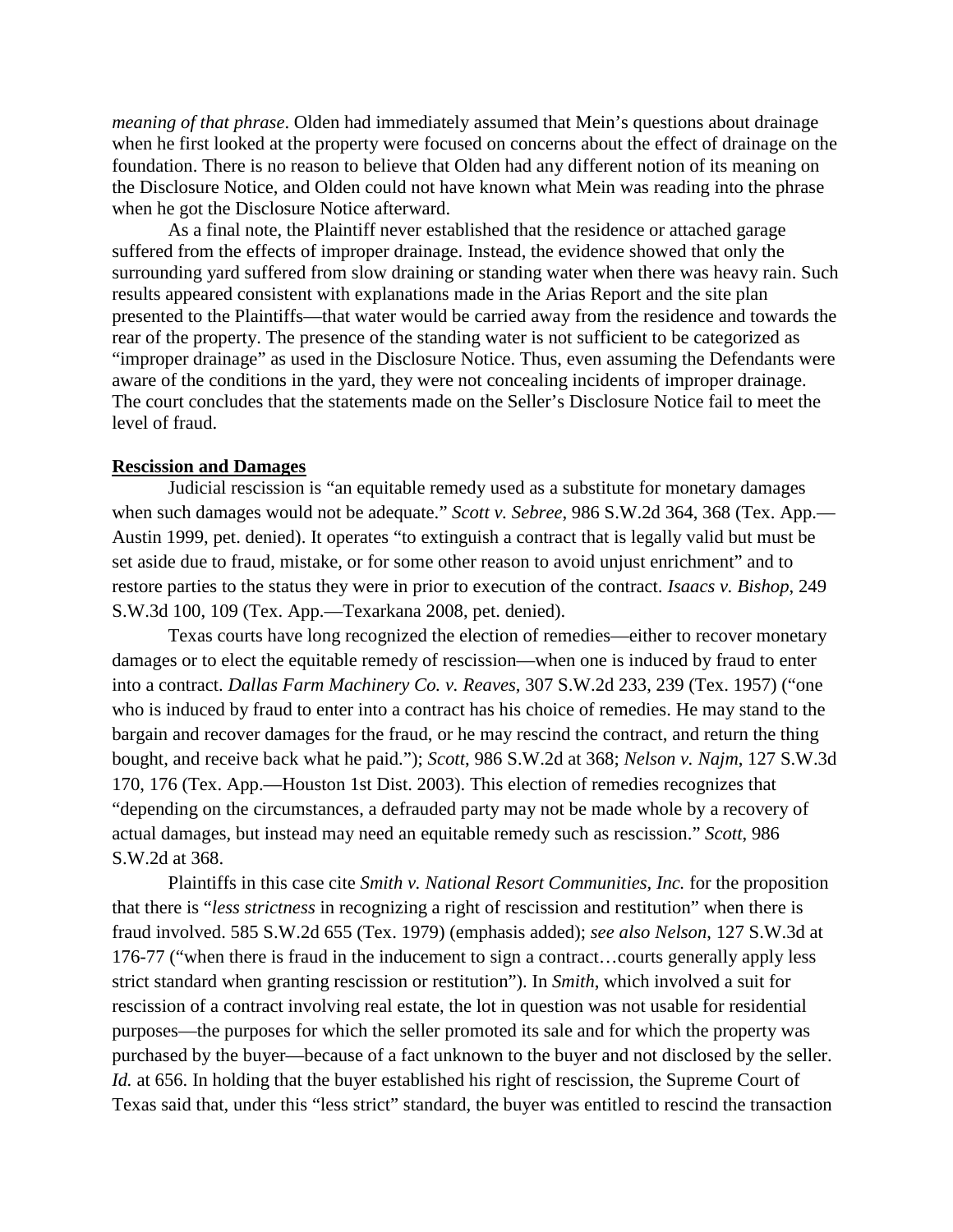*meaning of that phrase*. Olden had immediately assumed that Mein's questions about drainage when he first looked at the property were focused on concerns about the effect of drainage on the foundation. There is no reason to believe that Olden had any different notion of its meaning on the Disclosure Notice, and Olden could not have known what Mein was reading into the phrase when he got the Disclosure Notice afterward.

As a final note, the Plaintiff never established that the residence or attached garage suffered from the effects of improper drainage. Instead, the evidence showed that only the surrounding yard suffered from slow draining or standing water when there was heavy rain. Such results appeared consistent with explanations made in the Arias Report and the site plan presented to the Plaintiffs—that water would be carried away from the residence and towards the rear of the property. The presence of the standing water is not sufficient to be categorized as "improper drainage" as used in the Disclosure Notice. Thus, even assuming the Defendants were aware of the conditions in the yard, they were not concealing incidents of improper drainage. The court concludes that the statements made on the Seller's Disclosure Notice fail to meet the level of fraud.

**Rescission and Damages**

Judicial rescission is "an equitable remedy used as a substitute for monetary damages when such damages would not be adequate." *Scott v. Sebree*, 986 S.W.2d 364, 368 (Tex. App.—Austin 1999, pet. denied). It operates "to extinguish a contract that is legally valid but must be set aside due to fraud, mistake, or for some other reason to avoid unjust enrichment" and to restore parties to the status they were in prior to execution of the contract. *Isaacs v. Bishop*, 249 S.W.3d 100, 109 (Tex. App.—Texarkana 2008, pet. denied).

Texas courts have long recognized the election of remedies—either to recover monetary damages or to elect the equitable remedy of rescission—when one is induced by fraud to enter into a contract. *Dallas Farm Machinery Co. v. Reaves*, 307 S.W.2d 233, 239 (Tex. 1957) ("one who is induced by fraud to enter into a contract has his choice of remedies. He may stand to the bargain and recover damages for the fraud, or he may rescind the contract, and return the thing bought, and receive back what he paid."); *Scott*, 986 S.W.2d at 368; *Nelson v. Najm*, 127 S.W.3d 170, 176 (Tex. App.—Houston 1st Dist. 2003). This election of remedies recognizes that "depending on the circumstances, a defrauded party may not be made whole by a recovery of actual damages, but instead may need an equitable remedy such as rescission." *Scott*, 986 S.W.2d at 368.

Plaintiffs in this case cite *Smith v. National Resort Communities, Inc.* for the proposition that there is "*less strictness* in recognizing a right of rescission and restitution" when there is fraud involved. 585 S.W.2d 655 (Tex. 1979) (emphasis added); *see also Nelson*, 127 S.W.3d at 176-77 ("when there is fraud in the inducement to sign a contract…courts generally apply less strict standard when granting rescission or restitution"). In *Smith*, which involved a suit for rescission of a contract involving real estate, the lot in question was not usable for residential purposes—the purposes for which the seller promoted its sale and for which the property was purchased by the buyer—because of a fact unknown to the buyer and not disclosed by the seller. *Id.* at 656. In holding that the buyer established his right of rescission, the Supreme Court of Texas said that, under this "less strict" standard, the buyer was entitled to rescind the transaction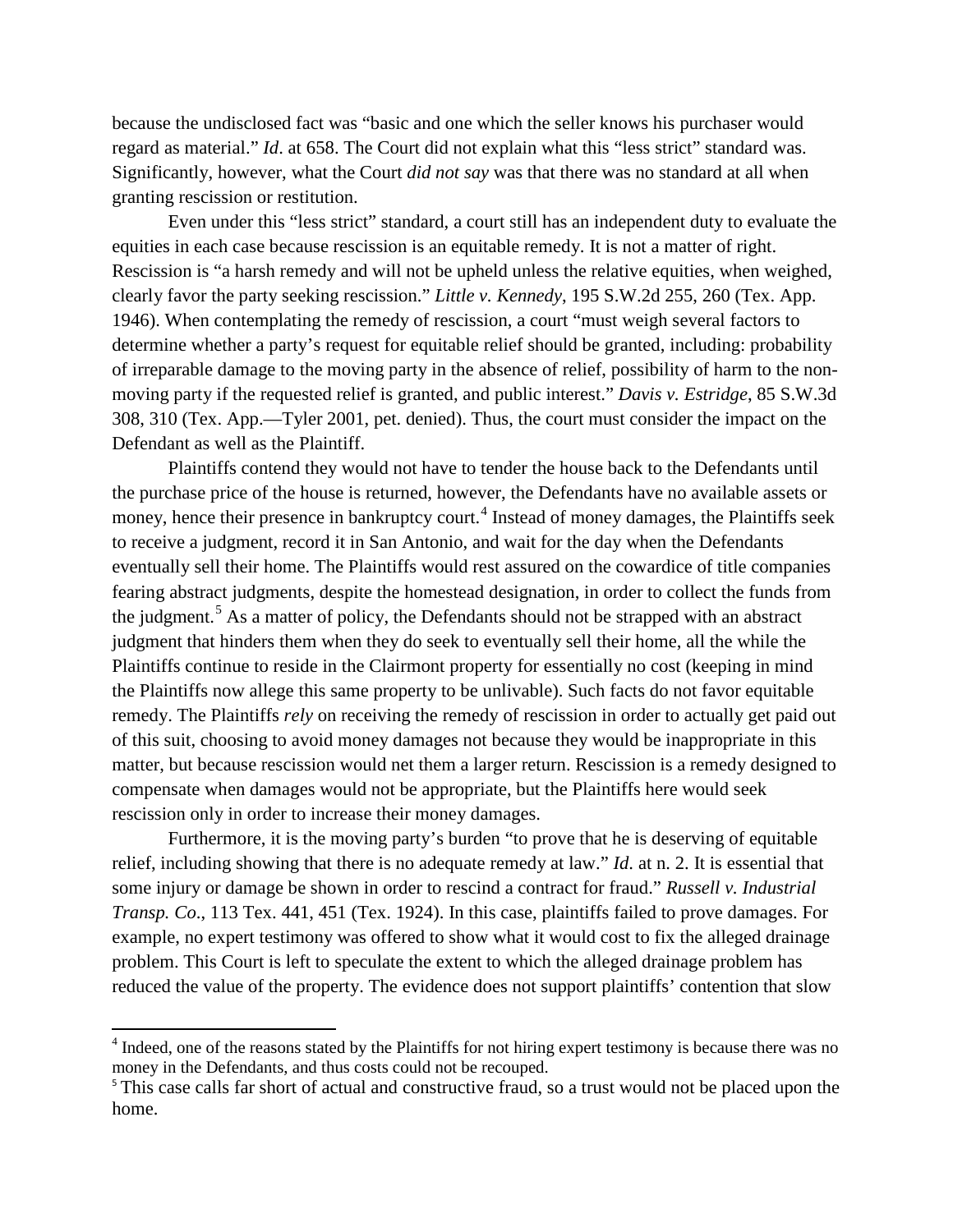because the undisclosed fact was "basic and one which the seller knows his purchaser would regard as material." *Id*. at 658. The Court did not explain what this "less strict" standard was. Significantly, however, what the Court *did not say* was that there was no standard at all when granting rescission or restitution.

Even under this "less strict" standard, a court still has an independent duty to evaluate the equities in each case because rescission is an equitable remedy. It is not a matter of right. Rescission is "a harsh remedy and will not be upheld unless the relative equities, when weighed, clearly favor the party seeking rescission." *Little v. Kennedy*, 195 S.W.2d 255, 260 (Tex. App. 1946). When contemplating the remedy of rescission, a court "must weigh several factors to determine whether a party's request for equitable relief should be granted, including: probability of irreparable damage to the moving party in the absence of relief, possibility of harm to the non-moving party if the requested relief is granted, and public interest." *Davis v. Estridge*, 85 S.W.3d 308, 310 (Tex. App.—Tyler 2001, pet. denied). Thus, the court must consider the impact on the Defendant as well as the Plaintiff.

Plaintiffs contend they would not have to tender the house back to the Defendants until the purchase price of the house is returned, however, the Defendants have no available assets or money, hence their presence in bankruptcy court.[4] Instead of money damages, the Plaintiffs seek to receive a judgment, record it in San Antonio, and wait for the day when the Defendants eventually sell their home. The Plaintiffs would rest assured on the cowardice of title companies fearing abstract judgments, despite the homestead designation, in order to collect the funds from the judgment.[5] As a matter of policy, the Defendants should not be strapped with an abstract judgment that hinders them when they do seek to eventually sell their home, all the while the Plaintiffs continue to reside in the Clairmont property for essentially no cost (keeping in mind the Plaintiffs now allege this same property to be unlivable). Such facts do not favor equitable remedy. The Plaintiffs *rely* on receiving the remedy of rescission in order to actually get paid out of this suit, choosing to avoid money damages not because they would be inappropriate in this matter, but because rescission would net them a larger return. Rescission is a remedy designed to compensate when damages would not be appropriate, but the Plaintiffs here would seek rescission only in order to increase their money damages.

Furthermore, it is the moving party's burden "to prove that he is deserving of equitable relief, including showing that there is no adequate remedy at law." *Id*. at n. 2. It is essential that some injury or damage be shown in order to rescind a contract for fraud." *Russell v. Industrial Transp. Co*., 113 Tex. 441, 451 (Tex. 1924). In this case, plaintiffs failed to prove damages. For example, no expert testimony was offered to show what it would cost to fix the alleged drainage problem. This Court is left to speculate the extent to which the alleged drainage problem has reduced the value of the property. The evidence does not support plaintiffs' contention that slow

---

[4] Indeed, one of the reasons stated by the Plaintiffs for not hiring expert testimony is because there was no money in the Defendants, and thus costs could not be recouped.

[5] This case calls far short of actual and constructive fraud, so a trust would not be placed upon the home.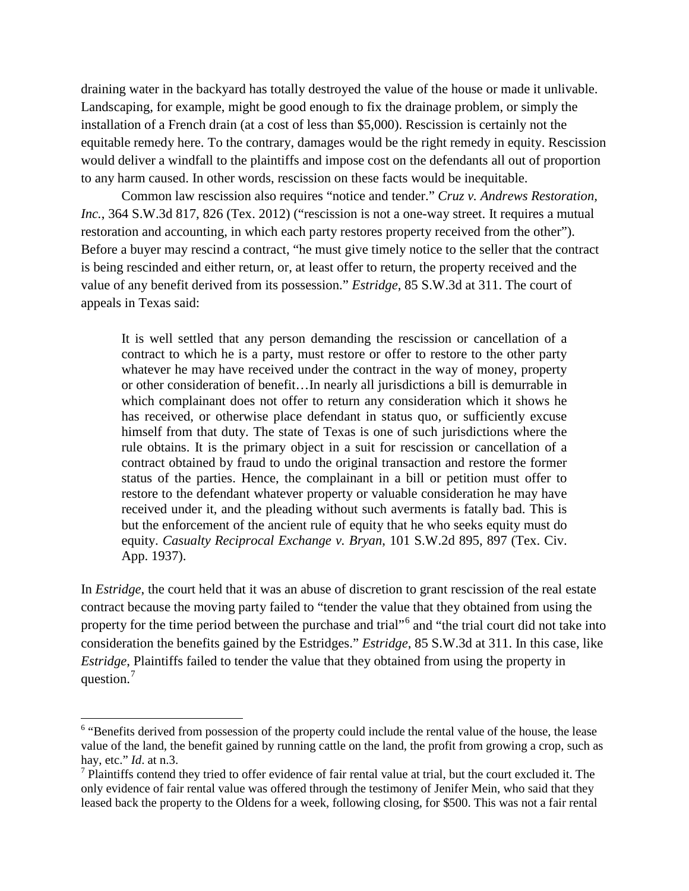draining water in the backyard has totally destroyed the value of the house or made it unlivable. Landscaping, for example, might be good enough to fix the drainage problem, or simply the installation of a French drain (at a cost of less than $5,000). Rescission is certainly not the equitable remedy here. To the contrary, damages would be the right remedy in equity. Rescission would deliver a windfall to the plaintiffs and impose cost on the defendants all out of proportion to any harm caused. In other words, rescission on these facts would be inequitable.

Common law rescission also requires "notice and tender." *Cruz v. Andrews Restoration, Inc.*, 364 S.W.3d 817, 826 (Tex. 2012) ("rescission is not a one-way street. It requires a mutual restoration and accounting, in which each party restores property received from the other"). Before a buyer may rescind a contract, "he must give timely notice to the seller that the contract is being rescinded and either return, or, at least offer to return, the property received and the value of any benefit derived from its possession." *Estridge*, 85 S.W.3d at 311. The court of appeals in Texas said:

> It is well settled that any person demanding the rescission or cancellation of a contract to which he is a party, must restore or offer to restore to the other party whatever he may have received under the contract in the way of money, property or other consideration of benefit…In nearly all jurisdictions a bill is demurrable in which complainant does not offer to return any consideration which it shows he has received, or otherwise place defendant in status quo, or sufficiently excuse himself from that duty. The state of Texas is one of such jurisdictions where the rule obtains. It is the primary object in a suit for rescission or cancellation of a contract obtained by fraud to undo the original transaction and restore the former status of the parties. Hence, the complainant in a bill or petition must offer to restore to the defendant whatever property or valuable consideration he may have received under it, and the pleading without such averments is fatally bad. This is but the enforcement of the ancient rule of equity that he who seeks equity must do equity. *Casualty Reciprocal Exchange v. Bryan*, 101 S.W.2d 895, 897 (Tex. Civ. App. 1937).

In *Estridge*, the court held that it was an abuse of discretion to grant rescission of the real estate contract because the moving party failed to "tender the value that they obtained from using the property for the time period between the purchase and trial"[6] and "the trial court did not take into consideration the benefits gained by the Estridges." *Estridge*, 85 S.W.3d at 311. In this case, like *Estridge*, Plaintiffs failed to tender the value that they obtained from using the property in question.[7]

---

[6] "Benefits derived from possession of the property could include the rental value of the house, the lease value of the land, the benefit gained by running cattle on the land, the profit from growing a crop, such as hay, etc." *Id*. at n.3.

[7] Plaintiffs contend they tried to offer evidence of fair rental value at trial, but the court excluded it. The only evidence of fair rental value was offered through the testimony of Jenifer Mein, who said that they leased back the property to the Oldens for a week, following closing, for $500. This was not a fair rental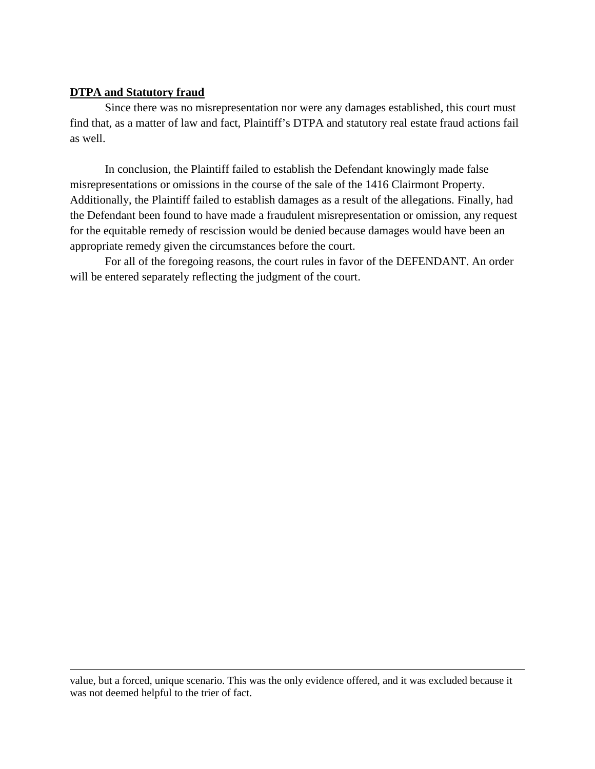**DTPA and Statutory fraud**

Since there was no misrepresentation nor were any damages established, this court must find that, as a matter of law and fact, Plaintiff's DTPA and statutory real estate fraud actions fail as well.

In conclusion, the Plaintiff failed to establish the Defendant knowingly made false misrepresentations or omissions in the course of the sale of the 1416 Clairmont Property. Additionally, the Plaintiff failed to establish damages as a result of the allegations. Finally, had the Defendant been found to have made a fraudulent misrepresentation or omission, any request for the equitable remedy of rescission would be denied because damages would have been an appropriate remedy given the circumstances before the court.

For all of the foregoing reasons, the court rules in favor of the DEFENDANT. An order will be entered separately reflecting the judgment of the court.

---

value, but a forced, unique scenario. This was the only evidence offered, and it was excluded because it was not deemed helpful to the trier of fact.